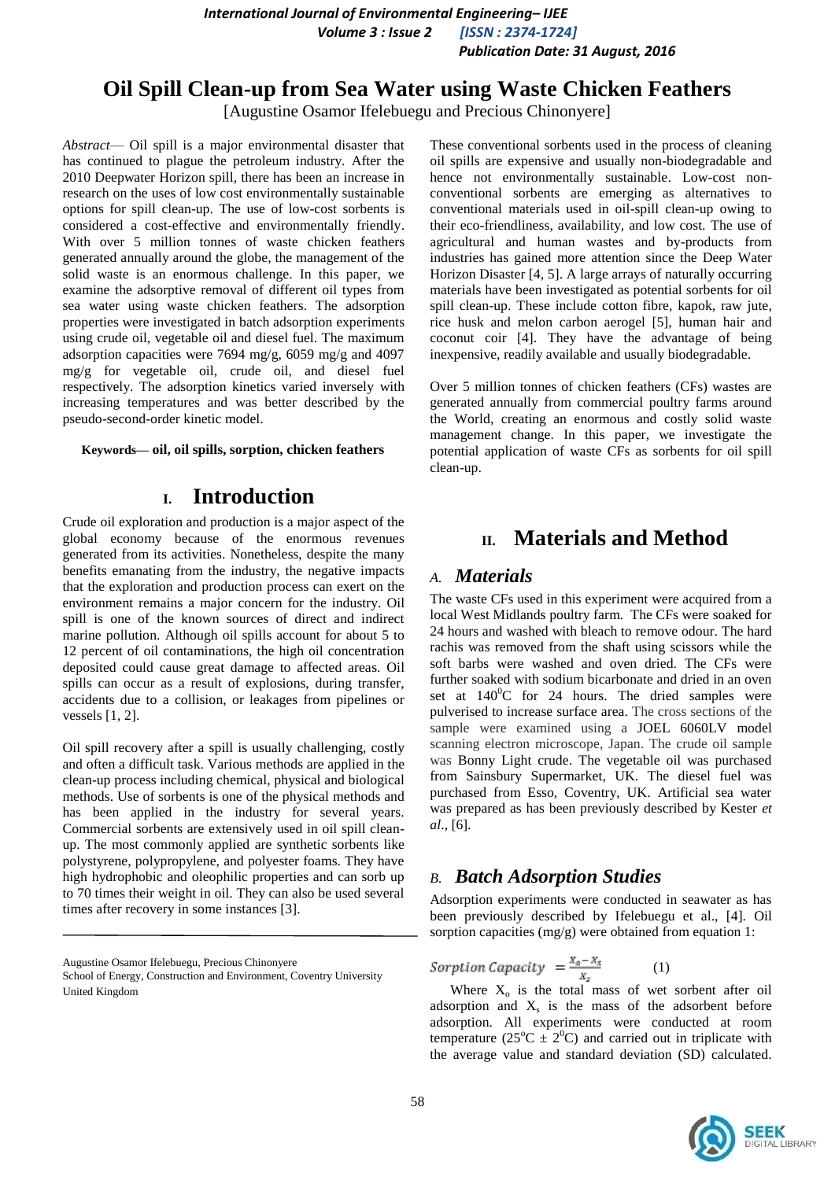# Oil Spill Clean-up from Sea Water using Waste Chicken Feathers

[Augustine Osamor Ifelebuegu and Precious Chinonyere]

*Abstract*— Oil spill is a major environmental disaster that has continued to plague the petroleum industry. After the 2010 Deepwater Horizon spill, there has been an increase in research on the uses of low cost environmentally sustainable options for spill clean-up. The use of low-cost sorbents is considered a cost-effective and environmentally friendly. With over 5 million tonnes of waste chicken feathers generated annually around the globe, the management of the solid waste is an enormous challenge. In this paper, we examine the adsorptive removal of different oil types from sea water using waste chicken feathers. The adsorption properties were investigated in batch adsorption experiments using crude oil, vegetable oil and diesel fuel. The maximum adsorption capacities were 7694 mg/g, 6059 mg/g and 4097 mg/g for vegetable oil, crude oil, and diesel fuel respectively. The adsorption kinetics varied inversely with increasing temperatures and was better described by the pseudo-second-order kinetic model.

**Keywords— oil, oil spills, sorption, chicken feathers**

## I. Introduction

Crude oil exploration and production is a major aspect of the global economy because of the enormous revenues generated from its activities. Nonetheless, despite the many benefits emanating from the industry, the negative impacts that the exploration and production process can exert on the environment remains a major concern for the industry. Oil spill is one of the known sources of direct and indirect marine pollution. Although oil spills account for about 5 to 12 percent of oil contaminations, the high oil concentration deposited could cause great damage to affected areas. Oil spills can occur as a result of explosions, during transfer, accidents due to a collision, or leakages from pipelines or vessels [1, 2].

Oil spill recovery after a spill is usually challenging, costly and often a difficult task. Various methods are applied in the clean-up process including chemical, physical and biological methods. Use of sorbents is one of the physical methods and has been applied in the industry for several years. Commercial sorbents are extensively used in oil spill clean-up. The most commonly applied are synthetic sorbents like polystyrene, polypropylene, and polyester foams. They have high hydrophobic and oleophilic properties and can sorb up to 70 times their weight in oil. They can also be used several times after recovery in some instances [3].

These conventional sorbents used in the process of cleaning oil spills are expensive and usually non-biodegradable and hence not environmentally sustainable. Low-cost non-conventional sorbents are emerging as alternatives to conventional materials used in oil-spill clean-up owing to their eco-friendliness, availability, and low cost. The use of agricultural and human wastes and by-products from industries has gained more attention since the Deep Water Horizon Disaster [4, 5]. A large arrays of naturally occurring materials have been investigated as potential sorbents for oil spill clean-up. These include cotton fibre, kapok, raw jute, rice husk and melon carbon aerogel [5], human hair and coconut coir [4]. They have the advantage of being inexpensive, readily available and usually biodegradable.

Over 5 million tonnes of chicken feathers (CFs) wastes are generated annually from commercial poultry farms around the World, creating an enormous and costly solid waste management change. In this paper, we investigate the potential application of waste CFs as sorbents for oil spill clean-up.

Augustine Osamor Ifelebuegu, Precious Chinonyere
School of Energy, Construction and Environment, Coventry University
United Kingdom

## II. Materials and Method

### A. Materials

The waste CFs used in this experiment were acquired from a local West Midlands poultry farm. The CFs were soaked for 24 hours and washed with bleach to remove odour. The hard rachis was removed from the shaft using scissors while the soft barbs were washed and oven dried. The CFs were further soaked with sodium bicarbonate and dried in an oven set at $140^0$C for 24 hours. The dried samples were pulverised to increase surface area. The cross sections of the sample were examined using a JOEL 6060LV model scanning electron microscope, Japan. The crude oil sample was Bonny Light crude. The vegetable oil was purchased from Sainsbury Supermarket, UK. The diesel fuel was purchased from Esso, Coventry, UK. Artificial sea water was prepared as has been previously described by Kester *et al*., [6].

### B. Batch Adsorption Studies

Adsorption experiments were conducted in seawater as has been previously described by Ifelebuegu et al., [4]. Oil sorption capacities (mg/g) were obtained from equation 1:

$$Sorption\ Capacity = \frac{X_o - X_s}{X_s} \qquad (1)$$

Where $X_o$ is the total mass of wet sorbent after oil adsorption and $X_s$ is the mass of the adsorbent before adsorption. All experiments were conducted at room temperature ($25^oC \pm 2^0C$) and carried out in triplicate with the average value and standard deviation (SD) calculated.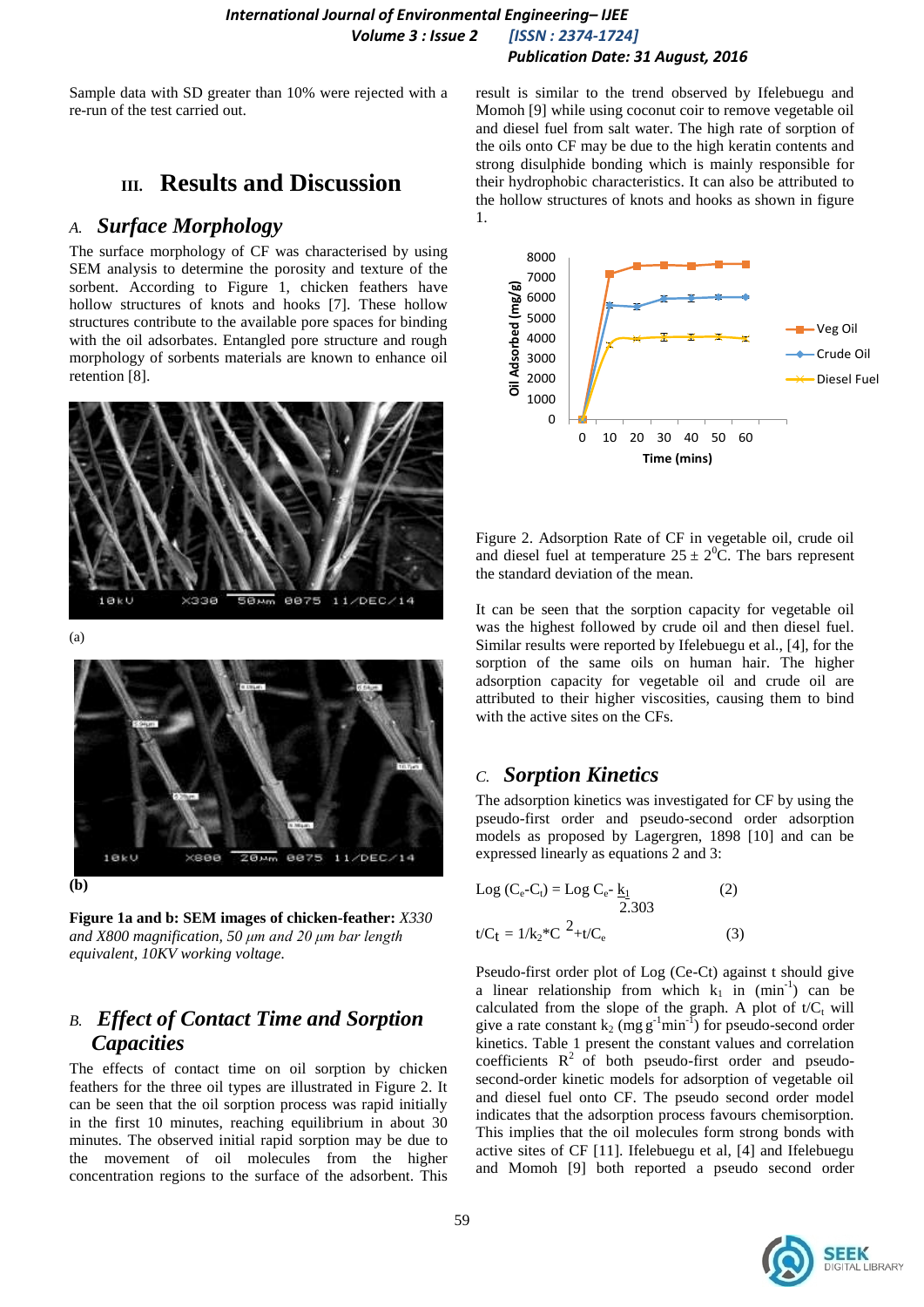Sample data with SD greater than 10% were rejected with a re-run of the test carried out.

## III. Results and Discussion

### A. *Surface Morphology*

The surface morphology of CF was characterised by using SEM analysis to determine the porosity and texture of the sorbent. According to Figure 1, chicken feathers have hollow structures of knots and hooks [7]. These hollow structures contribute to the available pore spaces for binding with the oil adsorbates. Entangled pore structure and rough morphology of sorbents materials are known to enhance oil retention [8].

(a)

**(b)**

**Figure 1a and b: SEM images of chicken-feather:** *X330 and X800 magnification, 50 μm and 20 μm bar length equivalent, 10KV working voltage.*

### B. *Effect of Contact Time and Sorption Capacities*

The effects of contact time on oil sorption by chicken feathers for the three oil types are illustrated in Figure 2. It can be seen that the oil sorption process was rapid initially in the first 10 minutes, reaching equilibrium in about 30 minutes. The observed initial rapid sorption may be due to the movement of oil molecules from the higher concentration regions to the surface of the adsorbent. This result is similar to the trend observed by Ifelebuegu and Momoh [9] while using coconut coir to remove vegetable oil and diesel fuel from salt water. The high rate of sorption of the oils onto CF may be due to the high keratin contents and strong disulphide bonding which is mainly responsible for their hydrophobic characteristics. It can also be attributed to the hollow structures of knots and hooks as shown in figure 1.

Figure 2. Adsorption Rate of CF in vegetable oil, crude oil and diesel fuel at temperature $25 \pm 2^{0}$C. The bars represent the standard deviation of the mean.

It can be seen that the sorption capacity for vegetable oil was the highest followed by crude oil and then diesel fuel. Similar results were reported by Ifelebuegu et al., [4], for the sorption of the same oils on human hair. The higher adsorption capacity for vegetable oil and crude oil are attributed to their higher viscosities, causing them to bind with the active sites on the CFs.

### C. *Sorption Kinetics*

The adsorption kinetics was investigated for CF by using the pseudo-first order and pseudo-second order adsorption models as proposed by Lagergren, 1898 [10] and can be expressed linearly as equations 2 and 3:

$$\text{Log}\,(C_e - C_t) = \text{Log}\,C_e - \frac{k_1}{2.303} \qquad (2)$$

$$t/C_t = 1/k_2 * C^2 + t/C_e \qquad (3)$$

Pseudo-first order plot of Log (Ce-Ct) against t should give a linear relationship from which $k_1$ in ($\text{min}^{-1}$) can be calculated from the slope of the graph. A plot of $t/C_t$ will give a rate constant $k_2$ ($\text{mg g}^{-1}\text{min}^{-1}$) for pseudo-second order kinetics. Table 1 present the constant values and correlation coefficients $R^2$ of both pseudo-first order and pseudo-second-order kinetic models for adsorption of vegetable oil and diesel fuel onto CF. The pseudo second order model indicates that the adsorption process favours chemisorption. This implies that the oil molecules form strong bonds with active sites of CF [11]. Ifelebuegu et al, [4] and Ifelebuegu and Momoh [9] both reported a pseudo second order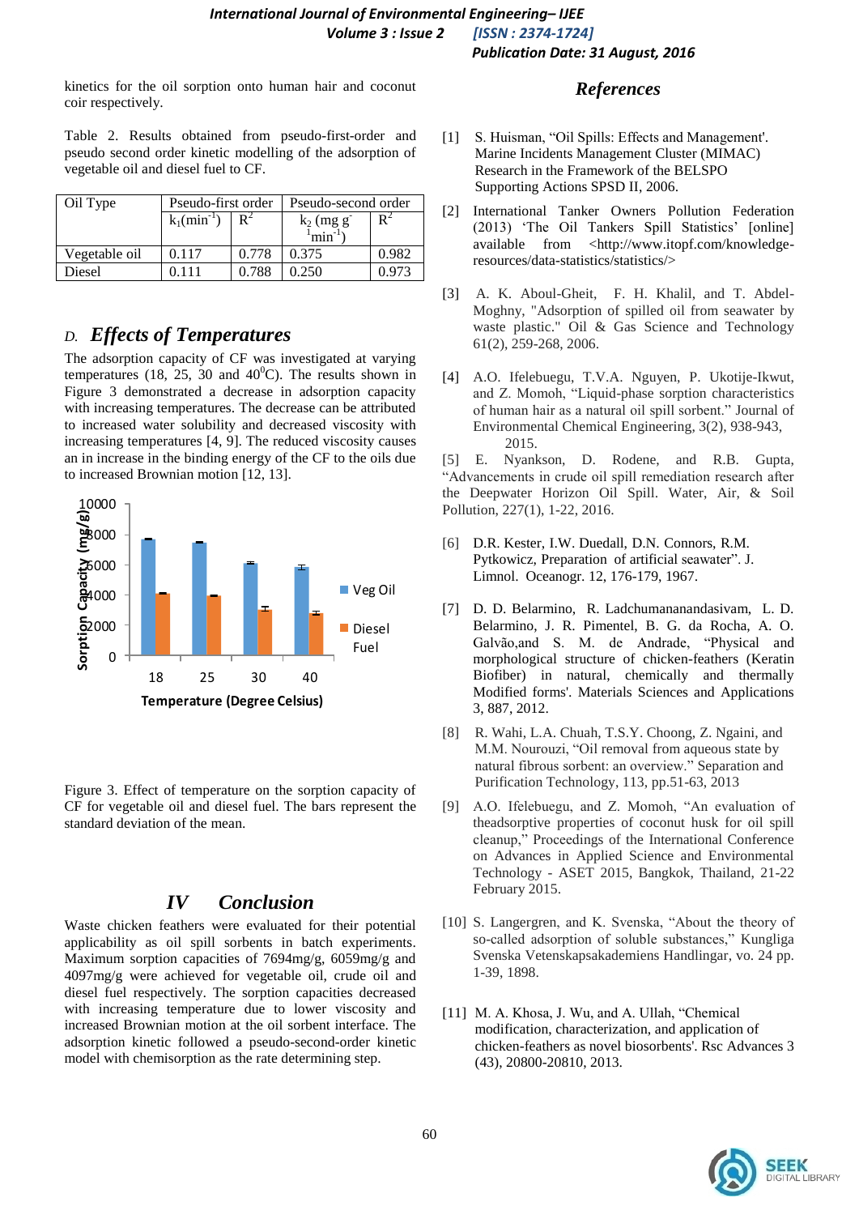kinetics for the oil sorption onto human hair and coconut coir respectively.

Table 2. Results obtained from pseudo-first-order and pseudo second order kinetic modelling of the adsorption of vegetable oil and diesel fuel to CF.

| Oil Type | Pseudo-first order | | Pseudo-second order | |
|---|---|---|---|---|
| | $k_1$(min$^{-1}$) | $R^2$ | $k_2$ (mg g$^{-1}$min$^{-1}$) | $R^2$ |
| Vegetable oil | 0.117 | 0.778 | 0.375 | 0.982 |
| Diesel | 0.111 | 0.788 | 0.250 | 0.973 |

### D. *Effects of Temperatures*

The adsorption capacity of CF was investigated at varying temperatures (18, 25, 30 and 40$^0$C). The results shown in Figure 3 demonstrated a decrease in adsorption capacity with increasing temperatures. The decrease can be attributed to increased water solubility and decreased viscosity with increasing temperatures [4, 9]. The reduced viscosity causes an in increase in the binding energy of the CF to the oils due to increased Brownian motion [12, 13].

Figure 3. Effect of temperature on the sorption capacity of CF for vegetable oil and diesel fuel. The bars represent the standard deviation of the mean.

## IV Conclusion

Waste chicken feathers were evaluated for their potential applicability as oil spill sorbents in batch experiments. Maximum sorption capacities of 7694mg/g, 6059mg/g and 4097mg/g were achieved for vegetable oil, crude oil and diesel fuel respectively. The sorption capacities decreased with increasing temperature due to lower viscosity and increased Brownian motion at the oil sorbent interface. The adsorption kinetic followed a pseudo-second-order kinetic model with chemisorption as the rate determining step.

## References

[1] S. Huisman, "Oil Spills: Effects and Management'. Marine Incidents Management Cluster (MIMAC) Research in the Framework of the BELSPO Supporting Actions SPSD II, 2006.

[2] International Tanker Owners Pollution Federation (2013) 'The Oil Tankers Spill Statistics' [online] available from <http://www.itopf.com/knowledge-resources/data-statistics/statistics/>

[3] A. K. Aboul-Gheit, F. H. Khalil, and T. Abdel-Moghny, "Adsorption of spilled oil from seawater by waste plastic." Oil & Gas Science and Technology 61(2), 259-268, 2006.

[4] A.O. Ifelebuegu, T.V.A. Nguyen, P. Ukotije-Ikwut, and Z. Momoh, "Liquid-phase sorption characteristics of human hair as a natural oil spill sorbent." Journal of Environmental Chemical Engineering, 3(2), 938-943, 2015.

[5] E. Nyankson, D. Rodene, and R.B. Gupta, "Advancements in crude oil spill remediation research after the Deepwater Horizon Oil Spill. Water, Air, & Soil Pollution, 227(1), 1-22, 2016.

[6] D.R. Kester, I.W. Duedall, D.N. Connors, R.M. Pytkowicz, Preparation of artificial seawater". J. Limnol. Oceanogr. 12, 176-179, 1967.

[7] D. D. Belarmino, R. Ladchumananandasivam, L. D. Belarmino, J. R. Pimentel, B. G. da Rocha, A. O. Galvão,and S. M. de Andrade, "Physical and morphological structure of chicken-feathers (Keratin Biofiber) in natural, chemically and thermally Modified forms'. Materials Sciences and Applications 3, 887, 2012.

[8] R. Wahi, L.A. Chuah, T.S.Y. Choong, Z. Ngaini, and M.M. Nourouzi, "Oil removal from aqueous state by natural fibrous sorbent: an overview." Separation and Purification Technology, 113, pp.51-63, 2013

[9] A.O. Ifelebuegu, and Z. Momoh, "An evaluation of theadsorptive properties of coconut husk for oil spill cleanup," Proceedings of the International Conference on Advances in Applied Science and Environmental Technology - ASET 2015, Bangkok, Thailand, 21-22 February 2015.

[10] S. Langergren, and K. Svenska, "About the theory of so-called adsorption of soluble substances," Kungliga Svenska Vetenskapsakademiens Handlingar, vo. 24 pp. 1-39, 1898.

[11] M. A. Khosa, J. Wu, and A. Ullah, "Chemical modification, characterization, and application of chicken-feathers as novel biosorbents'. Rsc Advances 3 (43), 20800-20810, 2013.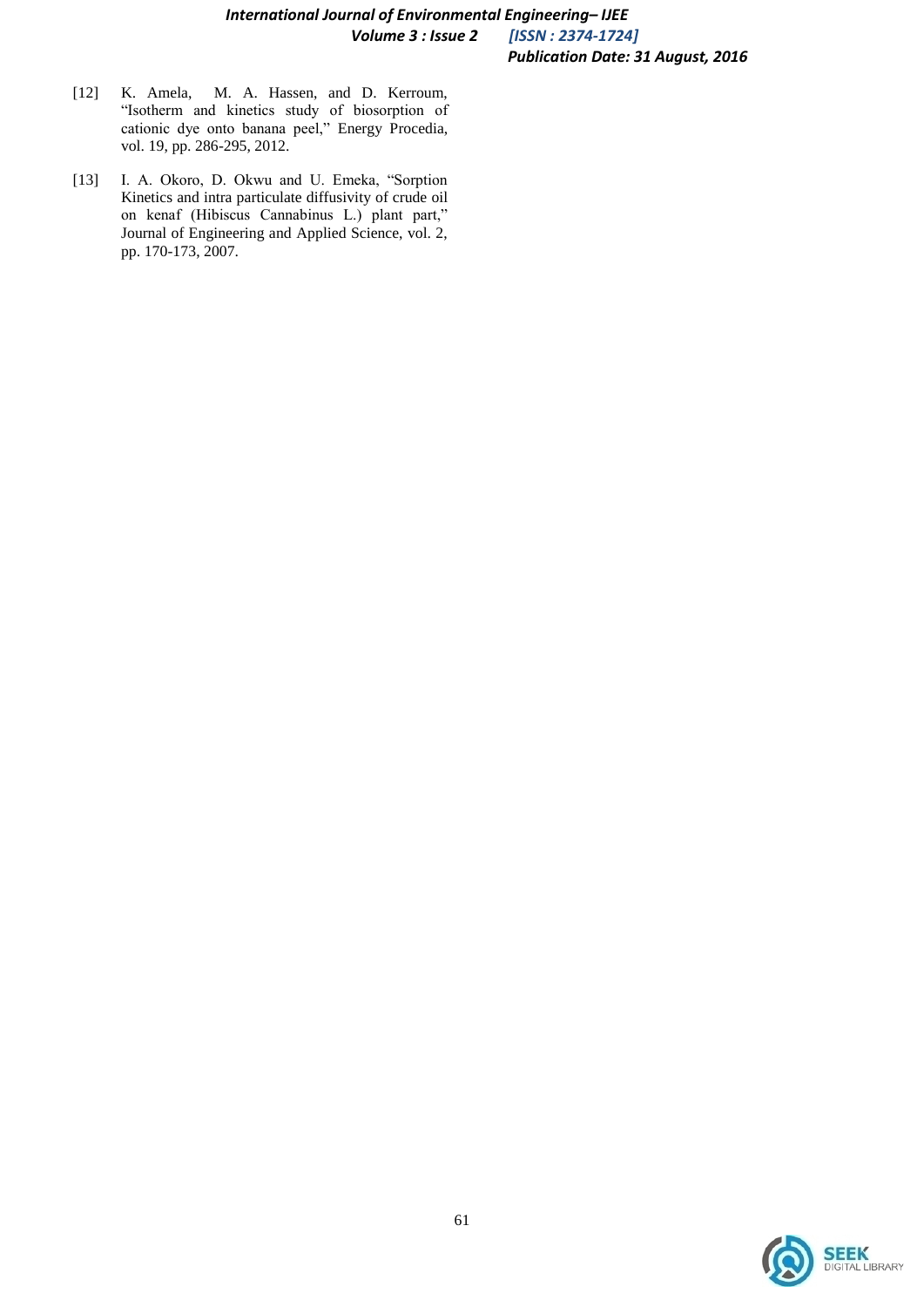[12] K. Amela, M. A. Hassen, and D. Kerroum, "Isotherm and kinetics study of biosorption of cationic dye onto banana peel," Energy Procedia, vol. 19, pp. 286-295, 2012.

[13] I. A. Okoro, D. Okwu and U. Emeka, "Sorption Kinetics and intra particulate diffusivity of crude oil on kenaf (Hibiscus Cannabinus L.) plant part," Journal of Engineering and Applied Science, vol. 2, pp. 170-173, 2007.